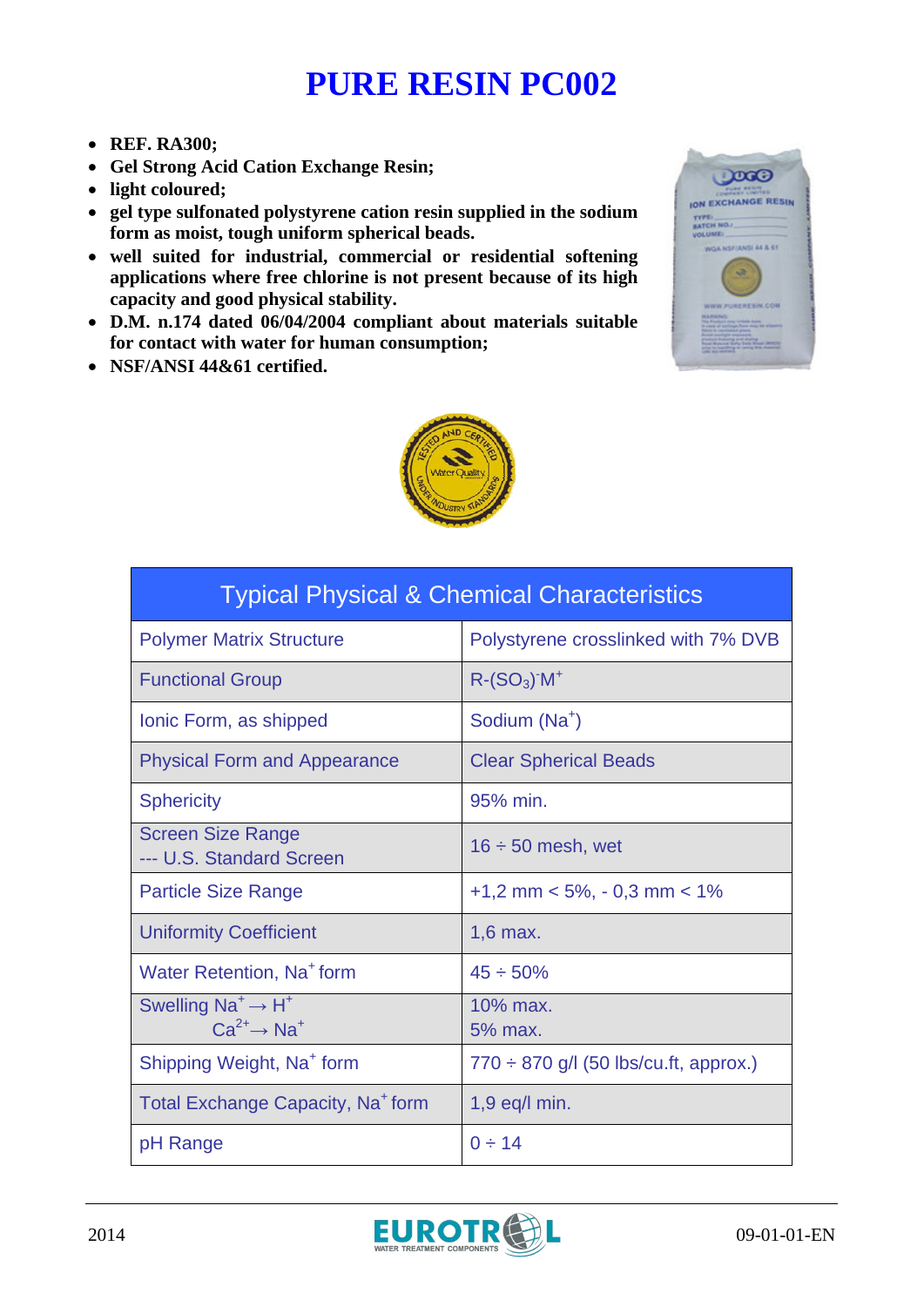# PURE RESIN PC002

- **REF. RA300;**
- **Gel Strong Acid Cation Exchange Resin;**
- **light coloured;**
- **gel type sulfonated polystyrene cation resin supplied in the sodium form as moist, tough uniform spherical beads.**
- **well suited for industrial, commercial or residential softening applications where free chlorine is not present because of its high capacity and good physical stability.**
- **D.M. n.174 dated 06/04/2004 compliant about materials suitable for contact with water for human consumption;**
- **NSF/ANSI 44&61 certified.**

| Typical Physical & Chemical Characteristics | |
|---|---|
| Polymer Matrix Structure | Polystyrene crosslinked with 7% DVB |
| Functional Group | $R\text{-}(SO_3)^{-}M^{+}$ |
| Ionic Form, as shipped | Sodium ($Na^{+}$) |
| Physical Form and Appearance | Clear Spherical Beads |
| Sphericity | 95% min. |
| Screen Size Range --- U.S. Standard Screen | 16 ÷ 50 mesh, wet |
| Particle Size Range | +1,2 mm < 5%, - 0,3 mm < 1% |
| Uniformity Coefficient | 1,6 max. |
| Water Retention, $Na^{+}$ form | 45 ÷ 50% |
| Swelling $Na^{+} \rightarrow H^{+}$<br>$Ca^{2+} \rightarrow Na^{+}$ | 10% max.<br>5% max. |
| Shipping Weight, $Na^{+}$ form | 770 ÷ 870 g/l (50 lbs/cu.ft, approx.) |
| Total Exchange Capacity, $Na^{+}$ form | 1,9 eq/l min. |
| pH Range | 0 ÷ 14 |

2014 09-01-01-EN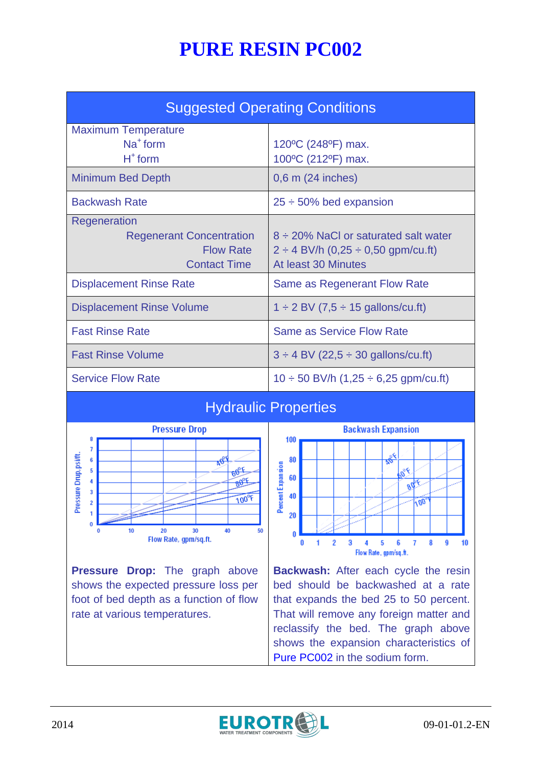# PURE RESIN PC002

| Suggested Operating Conditions | |
|---|---|
| Maximum Temperature<br>$Na^+$ form<br>$H^+$ form | <br>120ºC (248ºF) max.<br>100ºC (212ºF) max. |
| Minimum Bed Depth | 0,6 m (24 inches) |
| Backwash Rate | 25 ÷ 50% bed expansion |
| Regeneration<br>Regenerant Concentration<br>Flow Rate<br>Contact Time | <br>8 ÷ 20% NaCl or saturated salt water<br>2 ÷ 4 BV/h (0,25 ÷ 0,50 gpm/cu.ft)<br>At least 30 Minutes |
| Displacement Rinse Rate | Same as Regenerant Flow Rate |
| Displacement Rinse Volume | 1 ÷ 2 BV (7,5 ÷ 15 gallons/cu.ft) |
| Fast Rinse Rate | Same as Service Flow Rate |
| Fast Rinse Volume | 3 ÷ 4 BV (22,5 ÷ 30 gallons/cu.ft) |
| Service Flow Rate | 10 ÷ 50 BV/h (1,25 ÷ 6,25 gpm/cu.ft) |

## Hydraulic Properties

Pressure Drop

Pressure Drop, psi/ft.

8 7 6 5 4 3 2 1 0

0 10 20 30 40 50

Flow Rate, gpm/sq.ft.

40°F 60°F 80°F 100°F

**Pressure Drop:** The graph above shows the expected pressure loss per foot of bed depth as a function of flow rate at various temperatures.

Backwash Expansion

Percent Expansion

100 80 60 40 20 0

0 1 2 3 4 5 6 7 8 9 10

Flow Rate, gpm/sq.ft.

40°F 60°F 80°F 100°F

**Backwash:** After each cycle the resin bed should be backwashed at a rate that expands the bed 25 to 50 percent. That will remove any foreign matter and reclassify the bed. The graph above shows the expansion characteristics of Pure PC002 in the sodium form.

2014

EUROTROL WATER TREATMENT COMPONENTS

09-01-01.2-EN